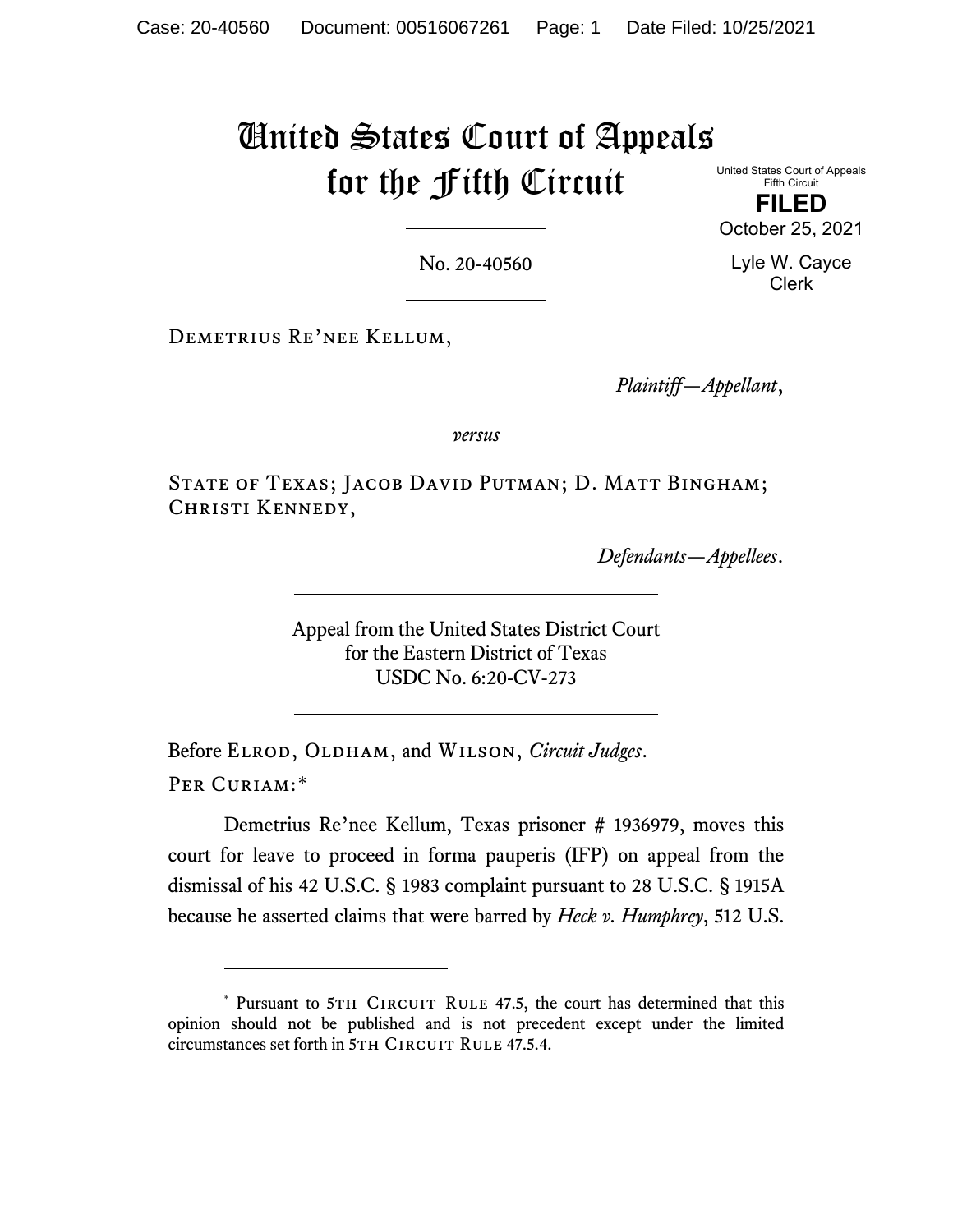# United States Court of Appeals for the Fifth Circuit

United States Court of Appeals
Fifth Circuit

**FILED**

October 25, 2021

Lyle W. Cayce
Clerk

No. 20-40560

Demetrius Re'nee Kellum,

*Plaintiff—Appellant*,

*versus*

State of Texas; Jacob David Putman; D. Matt Bingham; Christi Kennedy,

*Defendants—Appellees*.

Appeal from the United States District Court
for the Eastern District of Texas
USDC No. 6:20-CV-273

Before Elrod, Oldham, and Wilson, *Circuit Judges*.

Per Curiam:*

Demetrius Re'nee Kellum, Texas prisoner # 1936979, moves this court for leave to proceed in forma pauperis (IFP) on appeal from the dismissal of his 42 U.S.C. § 1983 complaint pursuant to 28 U.S.C. § 1915A because he asserted claims that were barred by *Heck v. Humphrey*, 512 U.S.

---

\* Pursuant to 5th Circuit Rule 47.5, the court has determined that this opinion should not be published and is not precedent except under the limited circumstances set forth in 5th Circuit Rule 47.5.4.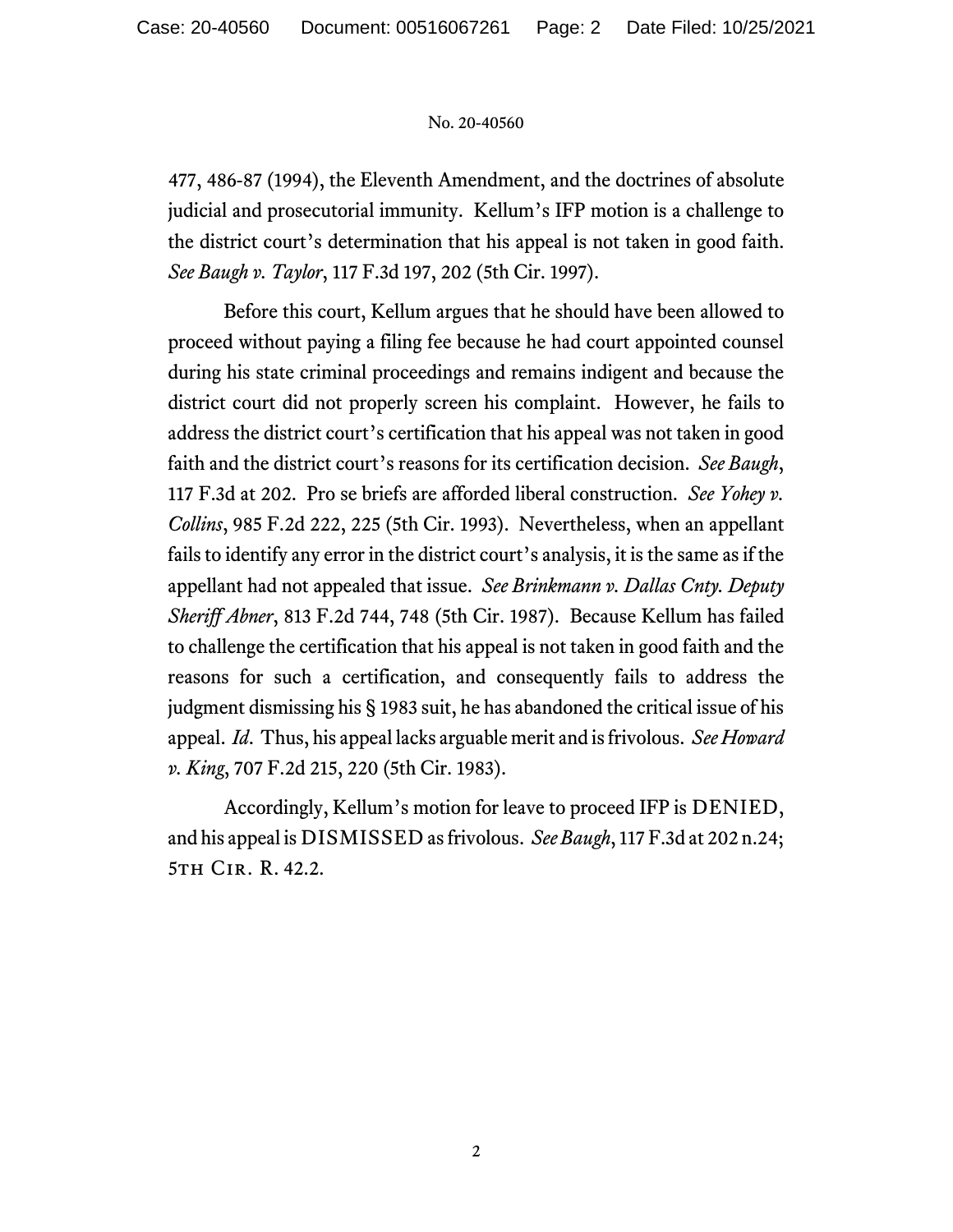477, 486-87 (1994), the Eleventh Amendment, and the doctrines of absolute judicial and prosecutorial immunity. Kellum's IFP motion is a challenge to the district court's determination that his appeal is not taken in good faith. *See Baugh v. Taylor*, 117 F.3d 197, 202 (5th Cir. 1997).

Before this court, Kellum argues that he should have been allowed to proceed without paying a filing fee because he had court appointed counsel during his state criminal proceedings and remains indigent and because the district court did not properly screen his complaint. However, he fails to address the district court's certification that his appeal was not taken in good faith and the district court's reasons for its certification decision. *See Baugh*, 117 F.3d at 202. Pro se briefs are afforded liberal construction. *See Yohey v. Collins*, 985 F.2d 222, 225 (5th Cir. 1993). Nevertheless, when an appellant fails to identify any error in the district court's analysis, it is the same as if the appellant had not appealed that issue. *See Brinkmann v. Dallas Cnty. Deputy Sheriff Abner*, 813 F.2d 744, 748 (5th Cir. 1987). Because Kellum has failed to challenge the certification that his appeal is not taken in good faith and the reasons for such a certification, and consequently fails to address the judgment dismissing his § 1983 suit, he has abandoned the critical issue of his appeal. *Id*. Thus, his appeal lacks arguable merit and is frivolous. *See Howard v. King*, 707 F.2d 215, 220 (5th Cir. 1983).

Accordingly, Kellum's motion for leave to proceed IFP is DENIED, and his appeal is DISMISSED as frivolous. *See Baugh*, 117 F.3d at 202 n.24; 5TH CIR. R. 42.2.